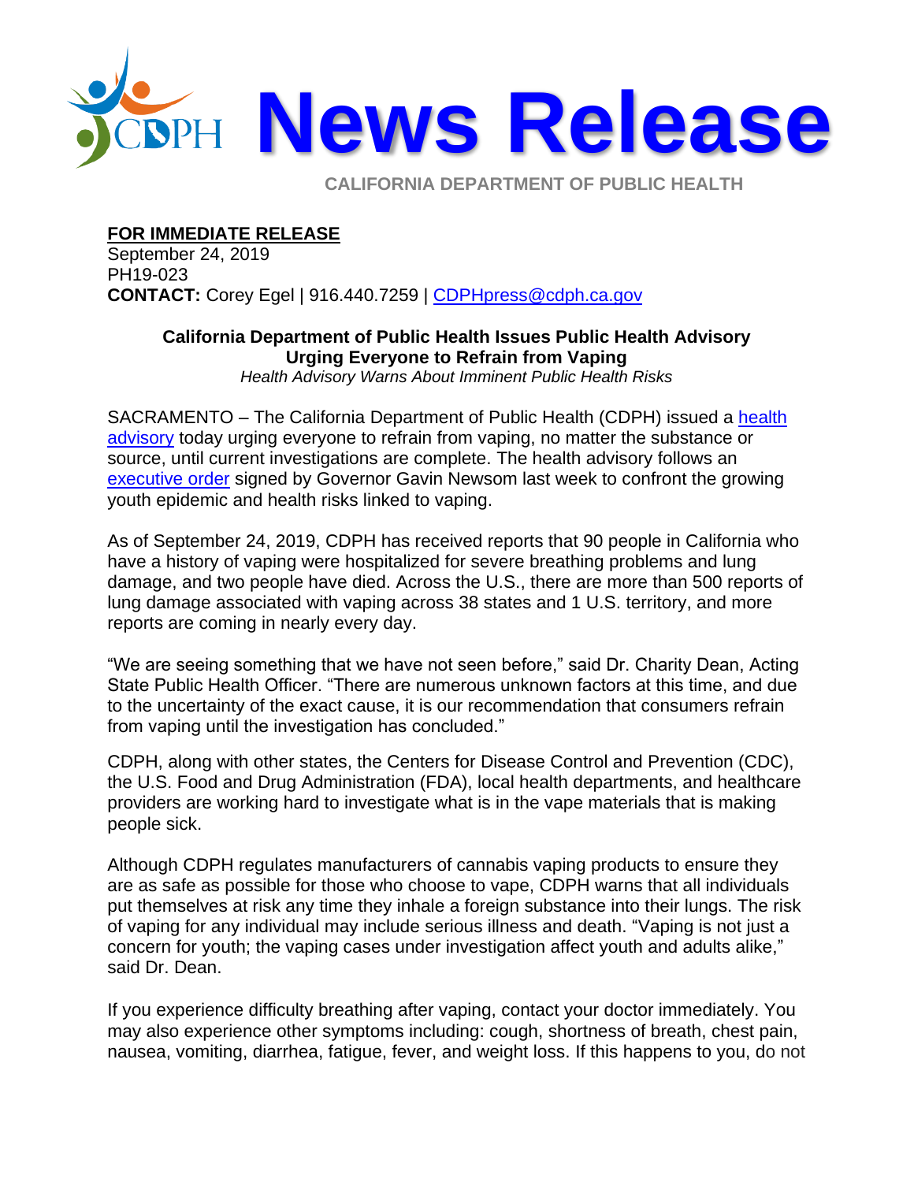# News Release

CALIFORNIA DEPARTMENT OF PUBLIC HEALTH

**FOR IMMEDIATE RELEASE**
September 24, 2019
PH19-023
**CONTACT:** Corey Egel | 916.440.7259 | CDPHpress@cdph.ca.gov

## California Department of Public Health Issues Public Health Advisory Urging Everyone to Refrain from Vaping

*Health Advisory Warns About Imminent Public Health Risks*

SACRAMENTO – The California Department of Public Health (CDPH) issued a health advisory today urging everyone to refrain from vaping, no matter the substance or source, until current investigations are complete. The health advisory follows an executive order signed by Governor Gavin Newsom last week to confront the growing youth epidemic and health risks linked to vaping.

As of September 24, 2019, CDPH has received reports that 90 people in California who have a history of vaping were hospitalized for severe breathing problems and lung damage, and two people have died. Across the U.S., there are more than 500 reports of lung damage associated with vaping across 38 states and 1 U.S. territory, and more reports are coming in nearly every day.

"We are seeing something that we have not seen before," said Dr. Charity Dean, Acting State Public Health Officer. "There are numerous unknown factors at this time, and due to the uncertainty of the exact cause, it is our recommendation that consumers refrain from vaping until the investigation has concluded."

CDPH, along with other states, the Centers for Disease Control and Prevention (CDC), the U.S. Food and Drug Administration (FDA), local health departments, and healthcare providers are working hard to investigate what is in the vape materials that is making people sick.

Although CDPH regulates manufacturers of cannabis vaping products to ensure they are as safe as possible for those who choose to vape, CDPH warns that all individuals put themselves at risk any time they inhale a foreign substance into their lungs. The risk of vaping for any individual may include serious illness and death. "Vaping is not just a concern for youth; the vaping cases under investigation affect youth and adults alike," said Dr. Dean.

If you experience difficulty breathing after vaping, contact your doctor immediately. You may also experience other symptoms including: cough, shortness of breath, chest pain, nausea, vomiting, diarrhea, fatigue, fever, and weight loss. If this happens to you, do not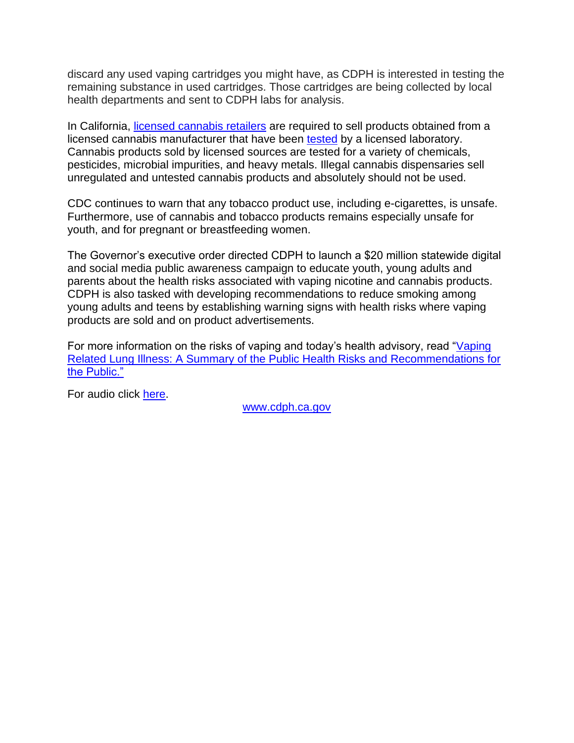discard any used vaping cartridges you might have, as CDPH is interested in testing the remaining substance in used cartridges. Those cartridges are being collected by local health departments and sent to CDPH labs for analysis.

In California, licensed cannabis retailers are required to sell products obtained from a licensed cannabis manufacturer that have been tested by a licensed laboratory. Cannabis products sold by licensed sources are tested for a variety of chemicals, pesticides, microbial impurities, and heavy metals. Illegal cannabis dispensaries sell unregulated and untested cannabis products and absolutely should not be used.

CDC continues to warn that any tobacco product use, including e-cigarettes, is unsafe. Furthermore, use of cannabis and tobacco products remains especially unsafe for youth, and for pregnant or breastfeeding women.

The Governor's executive order directed CDPH to launch a $20 million statewide digital and social media public awareness campaign to educate youth, young adults and parents about the health risks associated with vaping nicotine and cannabis products. CDPH is also tasked with developing recommendations to reduce smoking among young adults and teens by establishing warning signs with health risks where vaping products are sold and on product advertisements.

For more information on the risks of vaping and today's health advisory, read "Vaping Related Lung Illness: A Summary of the Public Health Risks and Recommendations for the Public."

For audio click here.

www.cdph.ca.gov